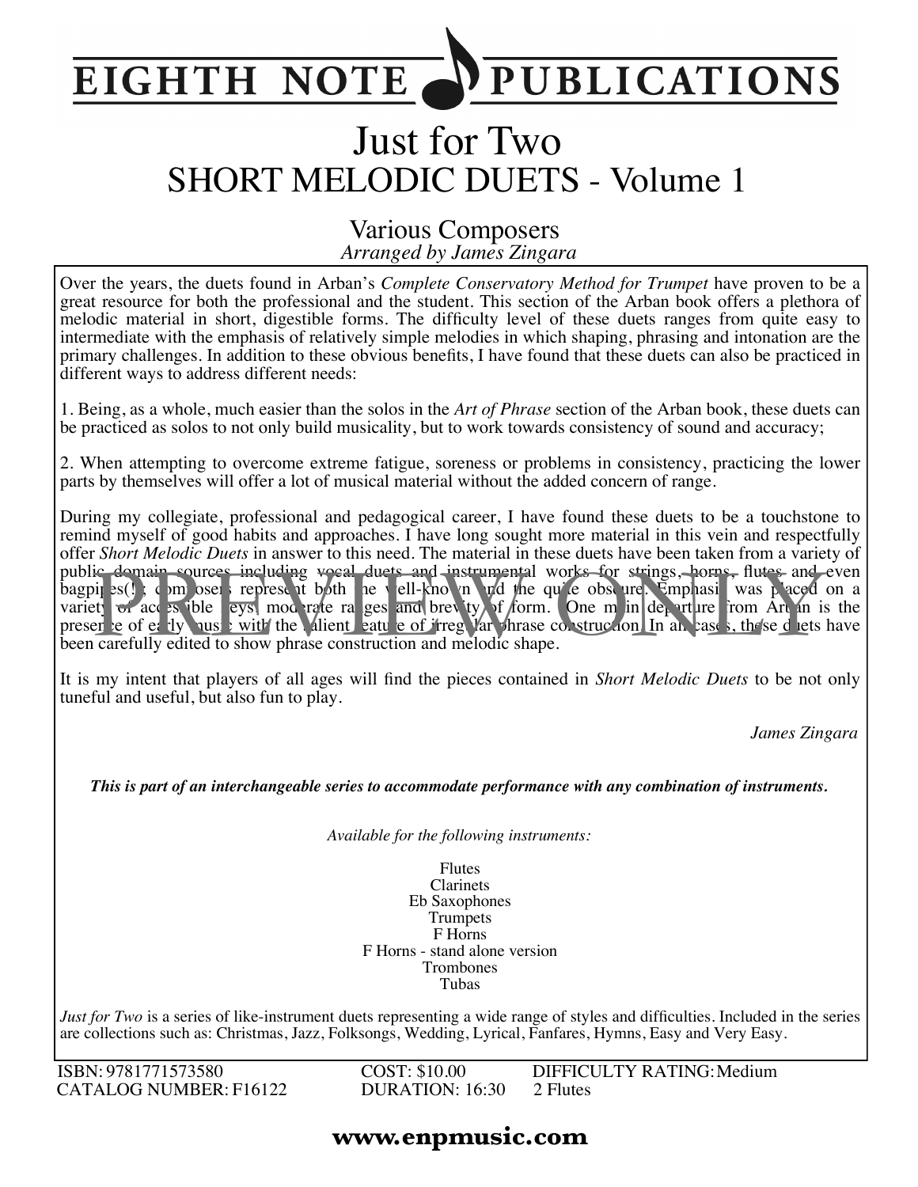# EIGHTH NOTE PUBLICATIONS

# Just for Two
## SHORT MELODIC DUETS - Volume 1

Various Composers
*Arranged by James Zingara*

Over the years, the duets found in Arban's *Complete Conservatory Method for Trumpet* have proven to be a great resource for both the professional and the student. This section of the Arban book offers a plethora of melodic material in short, digestible forms. The difficulty level of these duets ranges from quite easy to intermediate with the emphasis of relatively simple melodies in which shaping, phrasing and intonation are the primary challenges. In addition to these obvious benefits, I have found that these duets can also be practiced in different ways to address different needs:

1. Being, as a whole, much easier than the solos in the *Art of Phrase* section of the Arban book, these duets can be practiced as solos to not only build musicality, but to work towards consistency of sound and accuracy;

2. When attempting to overcome extreme fatigue, soreness or problems in consistency, practicing the lower parts by themselves will offer a lot of musical material without the added concern of range.

During my collegiate, professional and pedagogical career, I have found these duets to be a touchstone to remind myself of good habits and approaches. I have long sought more material in this vein and respectfully offer *Short Melodic Duets* in answer to this need. The material in these duets have been taken from a variety of public domain sources including vocal duets and instrumental works for strings, horns, flutes and even bagpipes(!); composers represent both the well-known and the quite obscure. Emphasis was placed on a variety of accessible keys, moderate ranges and brevity of form. One main departure from Arban is the presence of early music with the salient feature of irregular phrase construction. In all cases, these duets have been carefully edited to show phrase construction and melodic shape.

It is my intent that players of all ages will find the pieces contained in *Short Melodic Duets* to be not only tuneful and useful, but also fun to play.

*James Zingara*

***This is part of an interchangeable series to accommodate performance with any combination of instruments.***

*Available for the following instruments:*

Flutes
Clarinets
Eb Saxophones
Trumpets
F Horns
F Horns - stand alone version
Trombones
Tubas

*Just for Two* is a series of like-instrument duets representing a wide range of styles and difficulties. Included in the series are collections such as: Christmas, Jazz, Folksongs, Wedding, Lyrical, Fanfares, Hymns, Easy and Very Easy.

ISBN: 9781771573580
CATALOG NUMBER: F16122
COST: $10.00
DURATION: 16:30
DIFFICULTY RATING: Medium
2 Flutes

**www.enpmusic.com**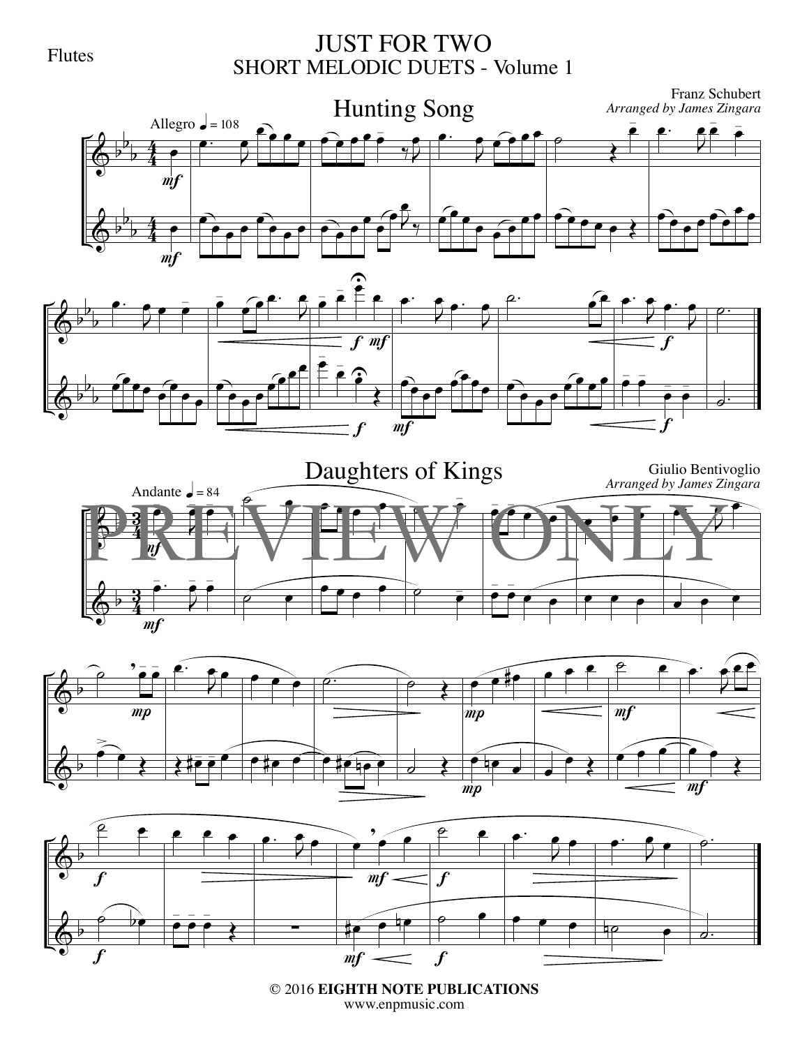Flutes

# JUST FOR TWO
## SHORT MELODIC DUETS - Volume 1

### Hunting Song

Franz Schubert
*Arranged by James Zingara*

Allegro ♩ = 108

### Daughters of Kings

Giulio Bentivoglio
*Arranged by James Zingara*

Andante ♩ = 84

PREVIEW ONLY

© 2016 **EIGHTH NOTE PUBLICATIONS**
www.enpmusic.com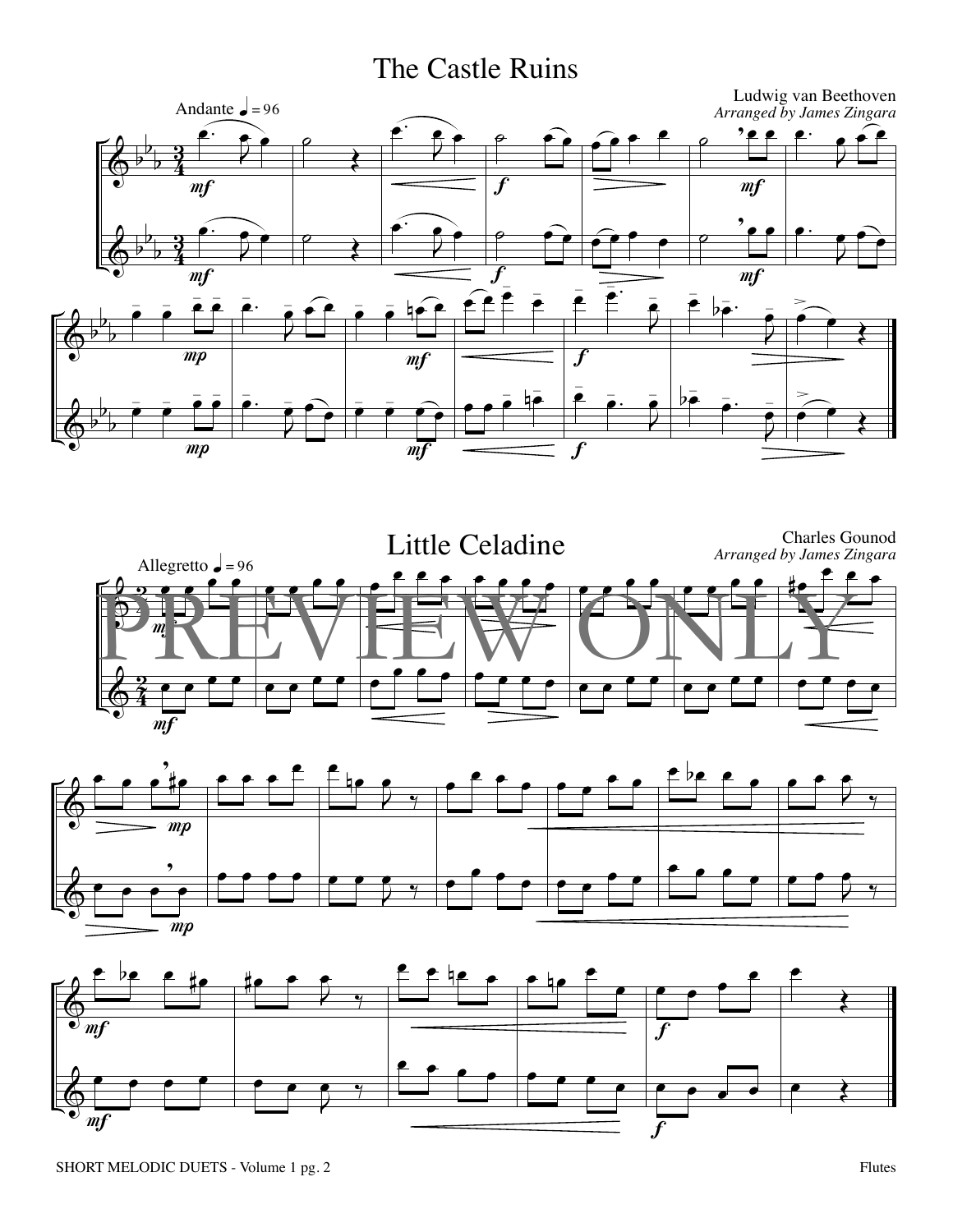# The Castle Ruins

Ludwig van Beethoven
*Arranged by James Zingara*

Andante ♩ = 96

# Little Celadine

Charles Gounod
*Arranged by James Zingara*

Allegretto ♩ = 96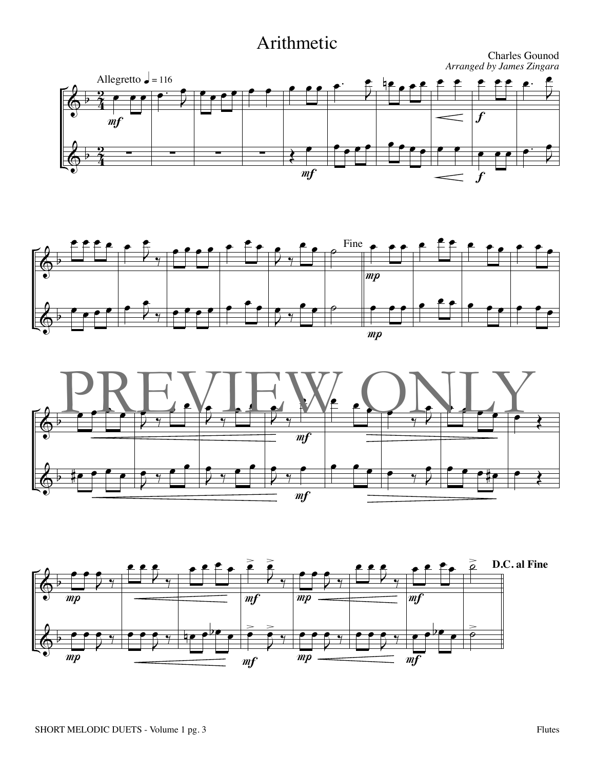# Arithmetic

Charles Gounod

*Arranged by James Zingara*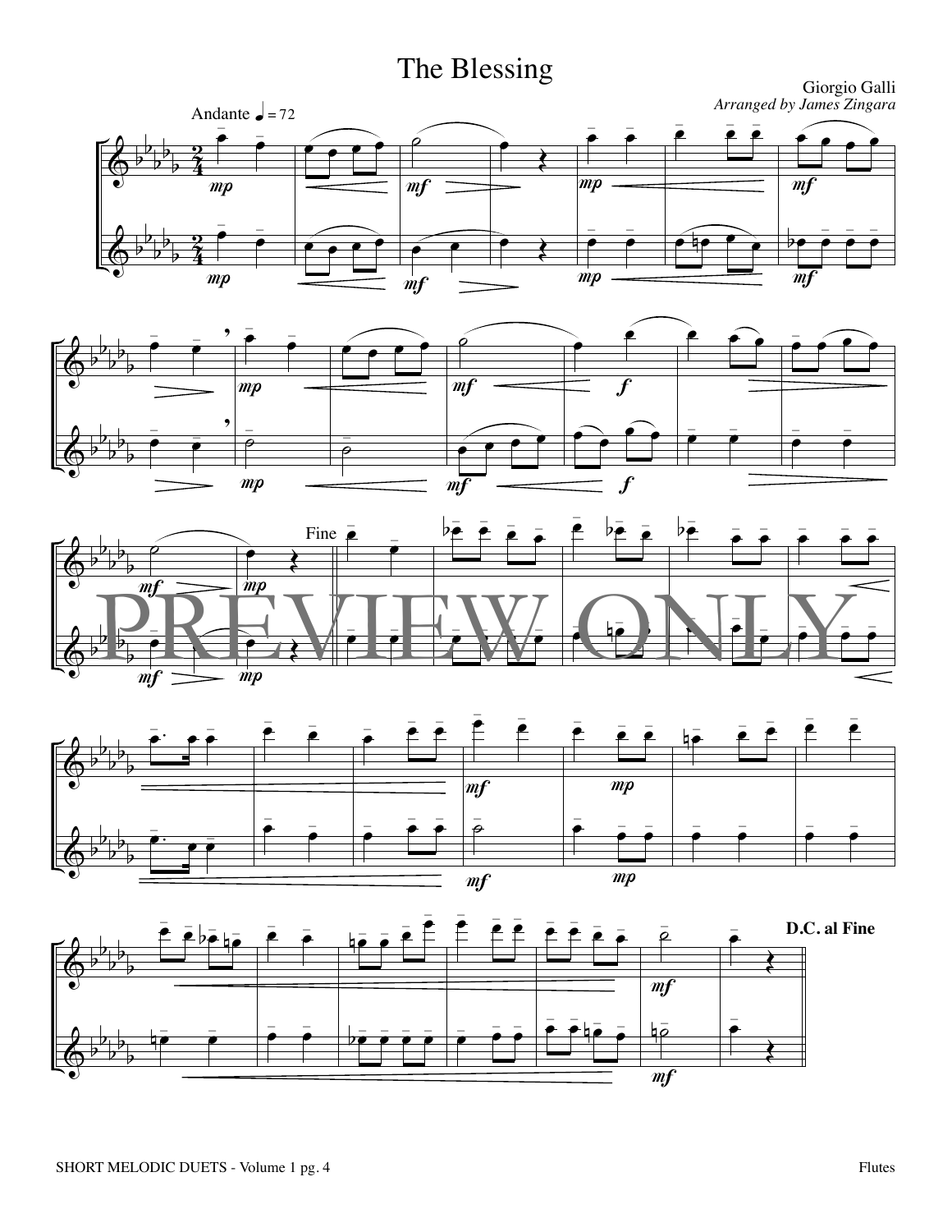# The Blessing

Giorgio Galli
*Arranged by James Zingara*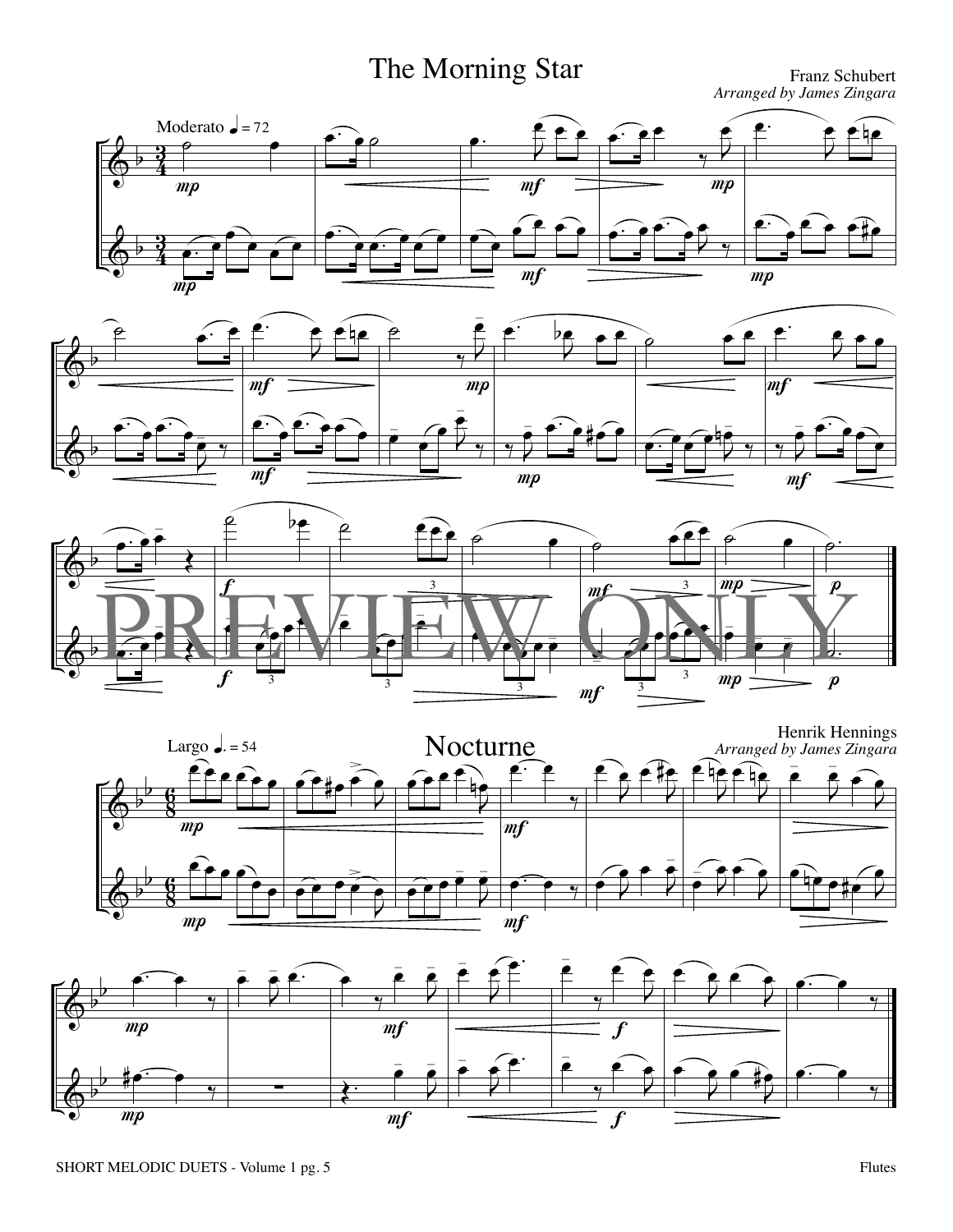# The Morning Star

Franz Schubert
*Arranged by James Zingara*

Moderato ♩ = 72

# Nocturne

Henrik Hennings
*Arranged by James Zingara*

Largo ♩. = 54

SHORT MELODIC DUETS - Volume 1 pg. 5

Flutes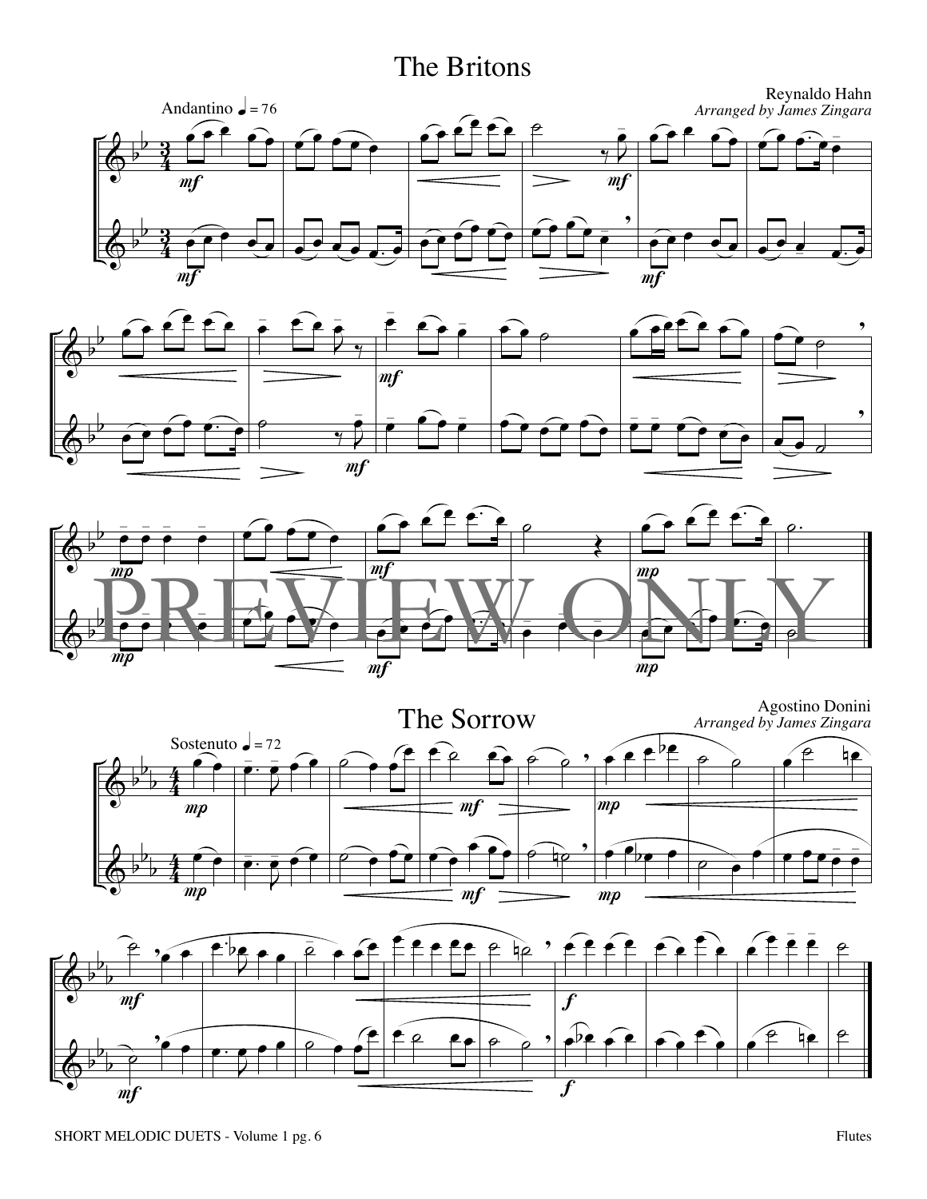# The Britons

Reynaldo Hahn
*Arranged by James Zingara*

Andantino ♩ = 76

# The Sorrow

Agostino Donini
*Arranged by James Zingara*

Sostenuto ♩ = 72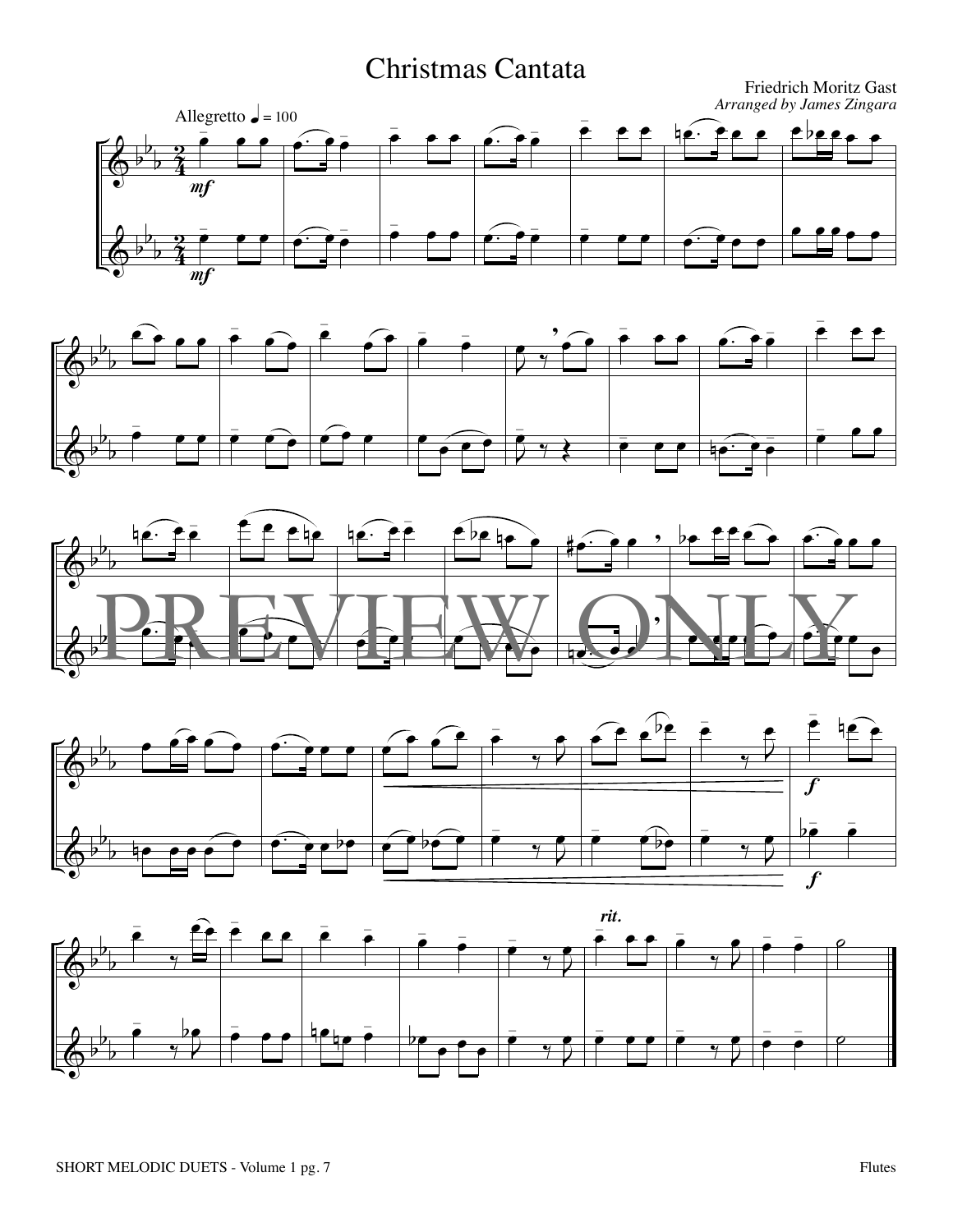# Christmas Cantata

Friedrich Moritz Gast

*Arranged by James Zingara*

Allegretto ♩ = 100

PREVIEW ONLY

SHORT MELODIC DUETS - Volume 1 pg. 7

Flutes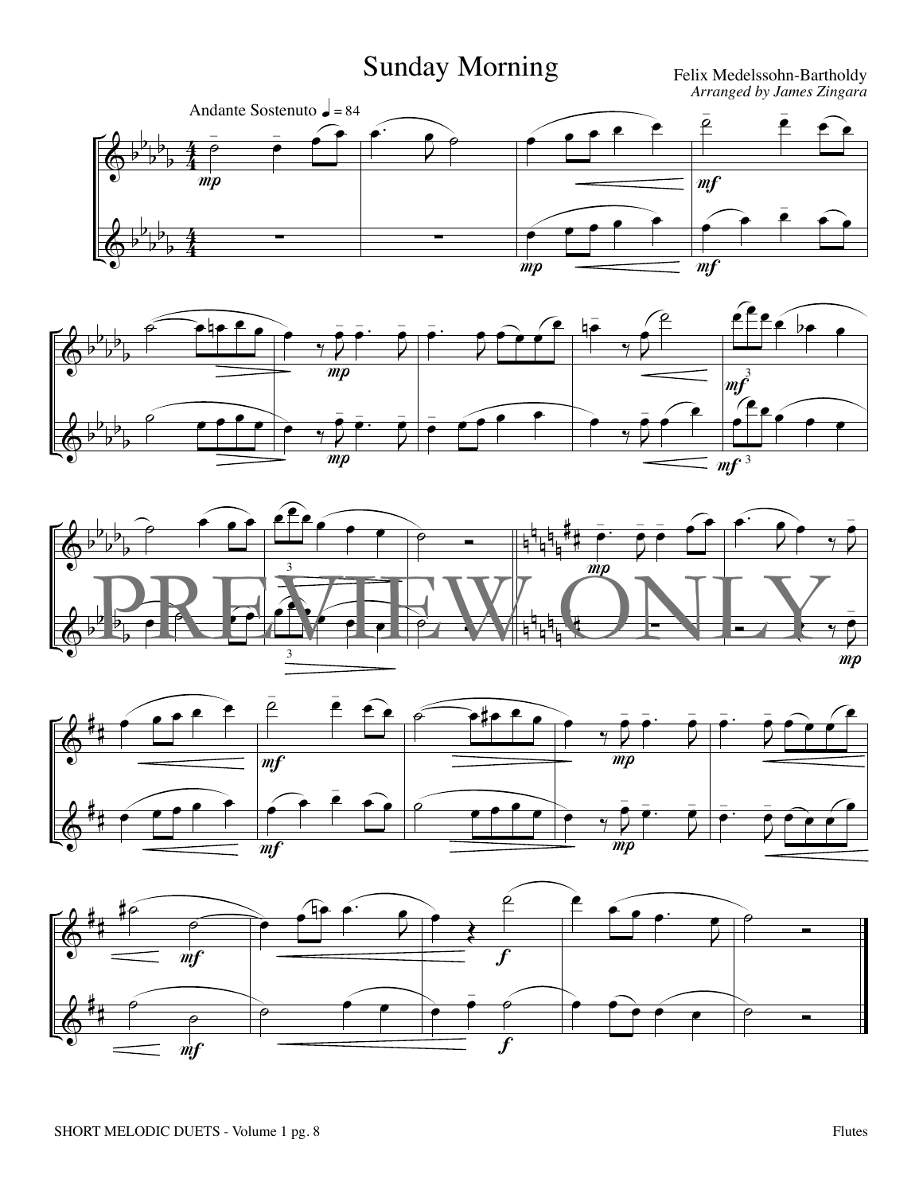# Sunday Morning

Felix Medelssohn-Bartholdy
*Arranged by James Zingara*

Andante Sostenuto ♩ = 84

PREVIEW ONLY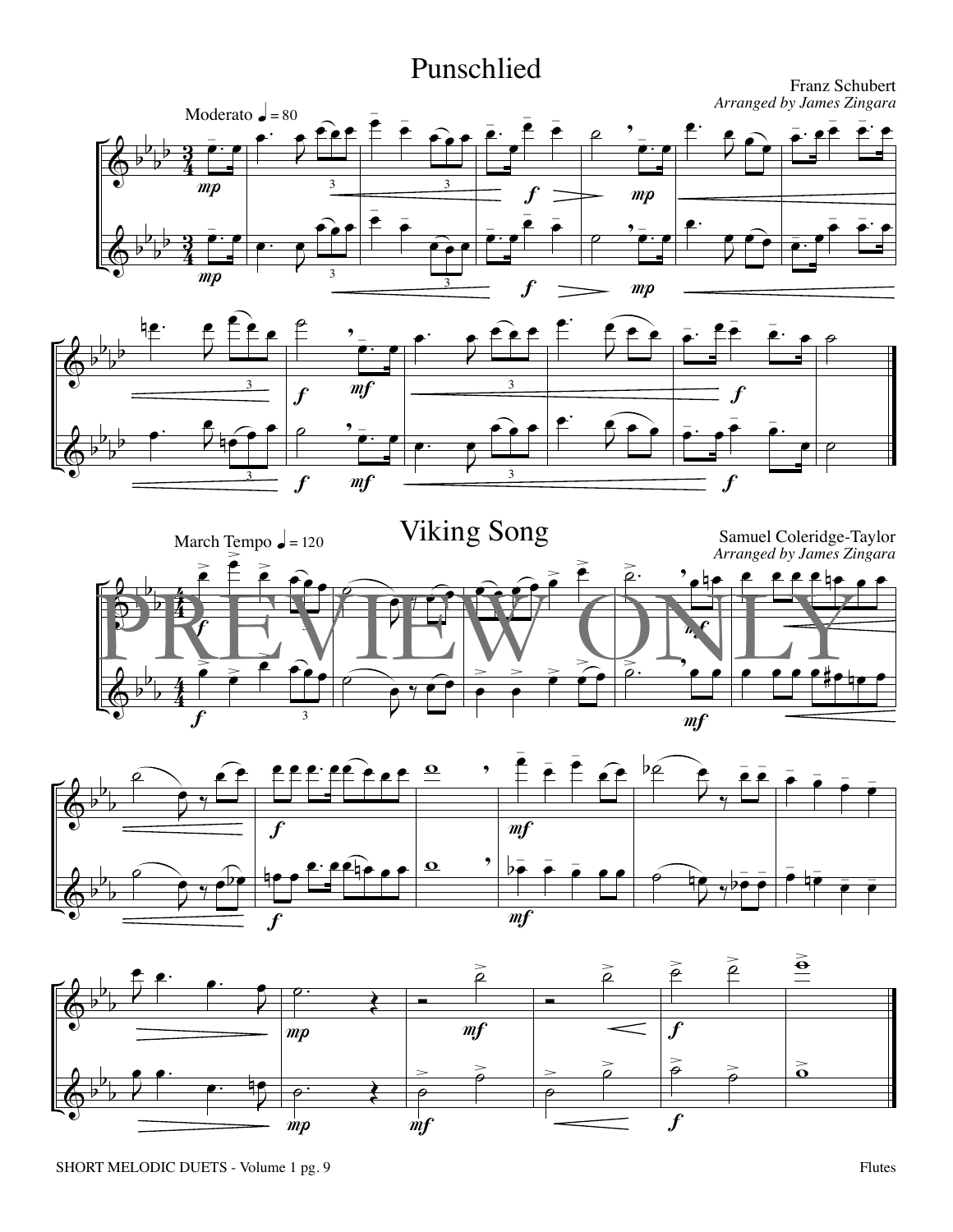# Punschlied

Franz Schubert
*Arranged by James Zingara*

Moderato ♩ = 80

# Viking Song

Samuel Coleridge-Taylor
*Arranged by James Zingara*

March Tempo ♩ = 120

PREVIEW ONLY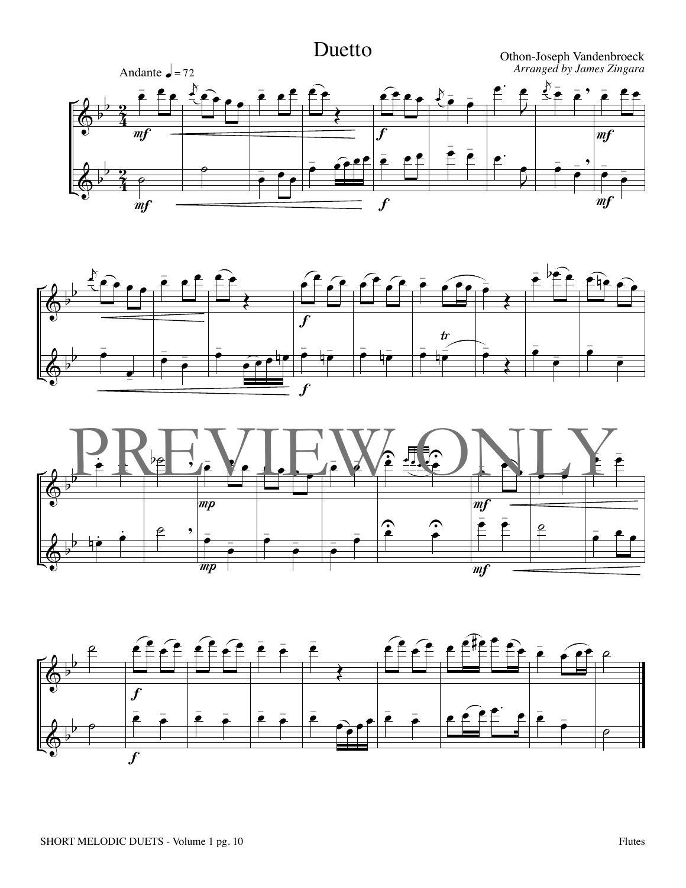# Duetto

Othon-Joseph Vandenbroeck

*Arranged by James Zingara*

Andante ♩ = 72

PREVIEW ONLY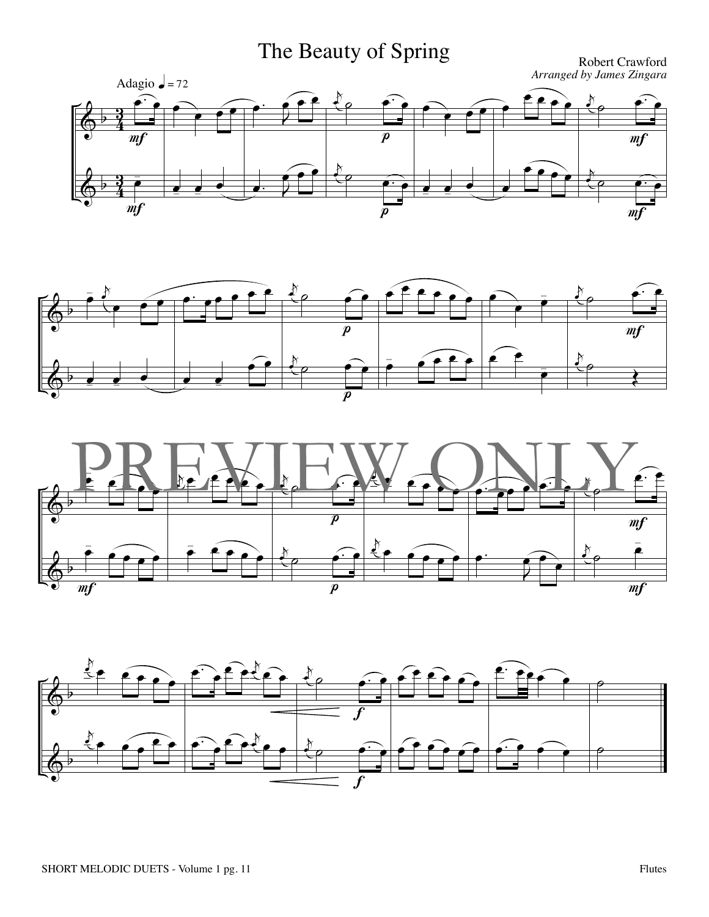# The Beauty of Spring

Robert Crawford

*Arranged by James Zingara*

Adagio ♩ = 72

PREVIEW ONLY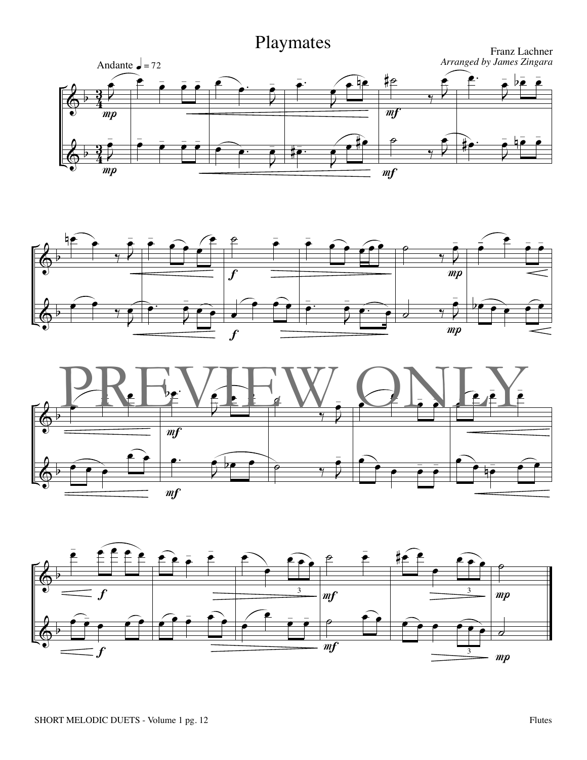# Playmates

Franz Lachner

*Arranged by James Zingara*

Andante ♩ = 72

PREVIEW ONLY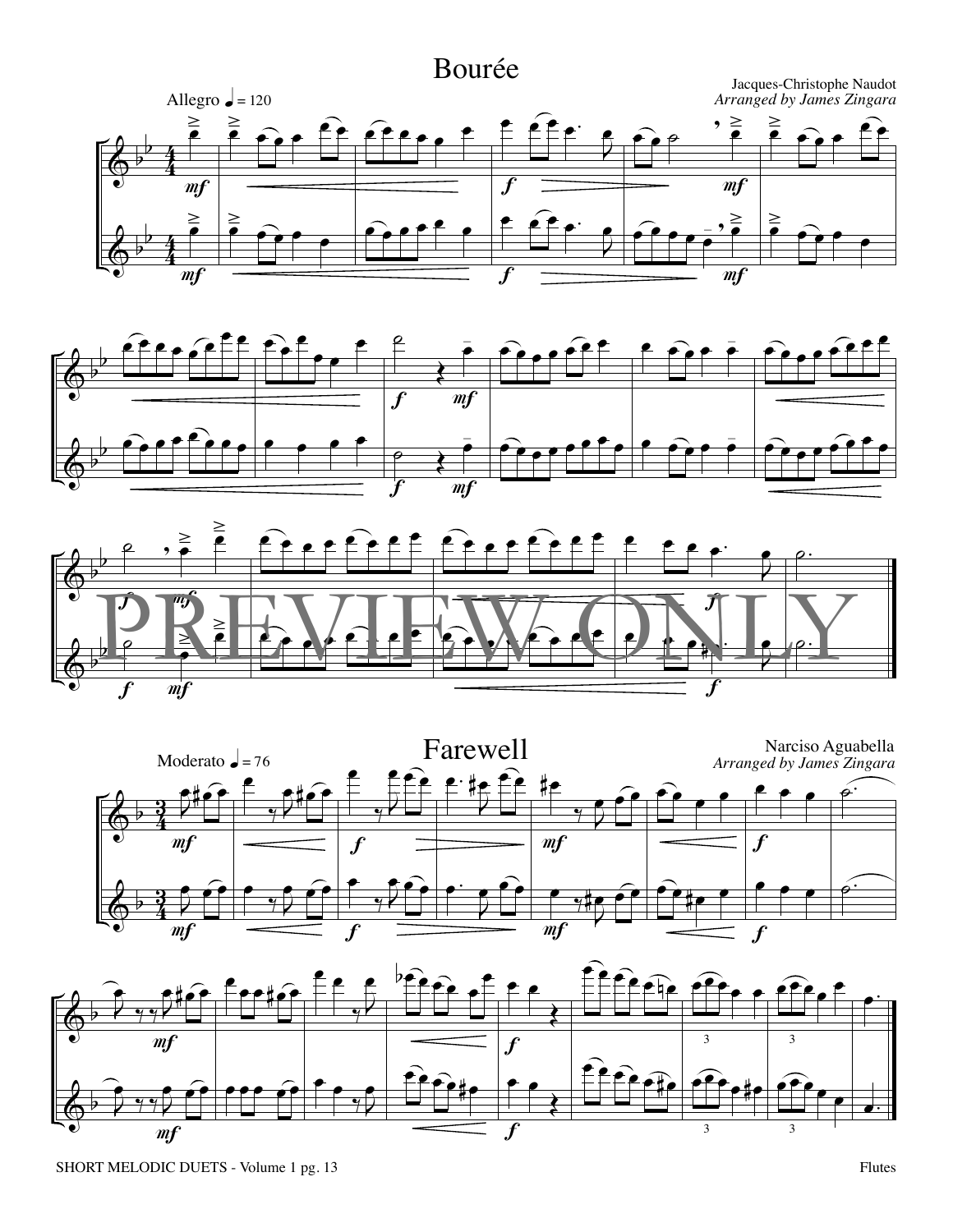# Bourée

Jacques-Christophe Naudot
*Arranged by James Zingara*

Allegro ♩ = 120

PREVIEW ONLY

# Farewell

Narciso Aguabella
*Arranged by James Zingara*

Moderato ♩ = 76

SHORT MELODIC DUETS - Volume 1 pg. 13

Flutes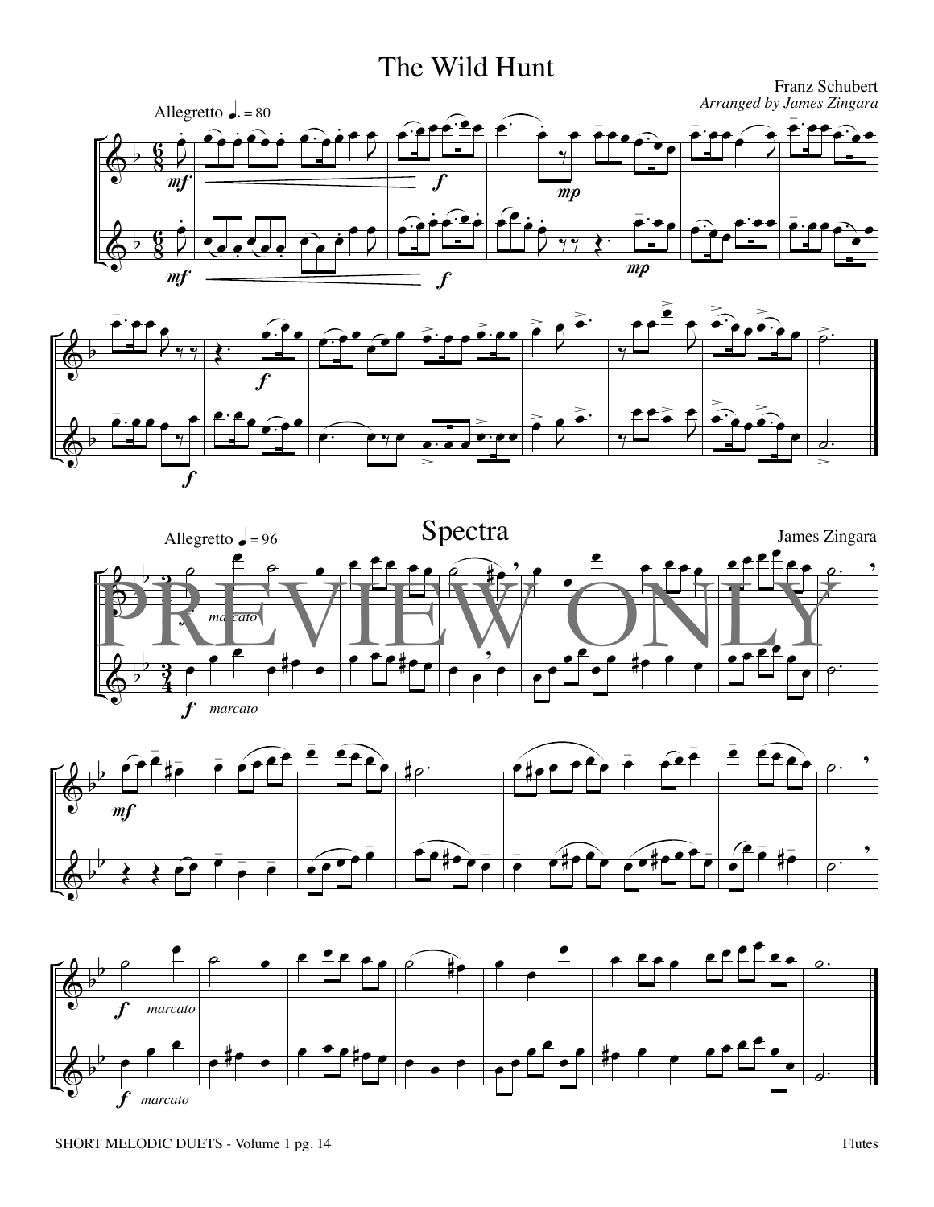# The Wild Hunt

Franz Schubert

*Arranged by James Zingara*

Allegretto ♩. = 80

# Spectra

James Zingara

Allegretto ♩ = 96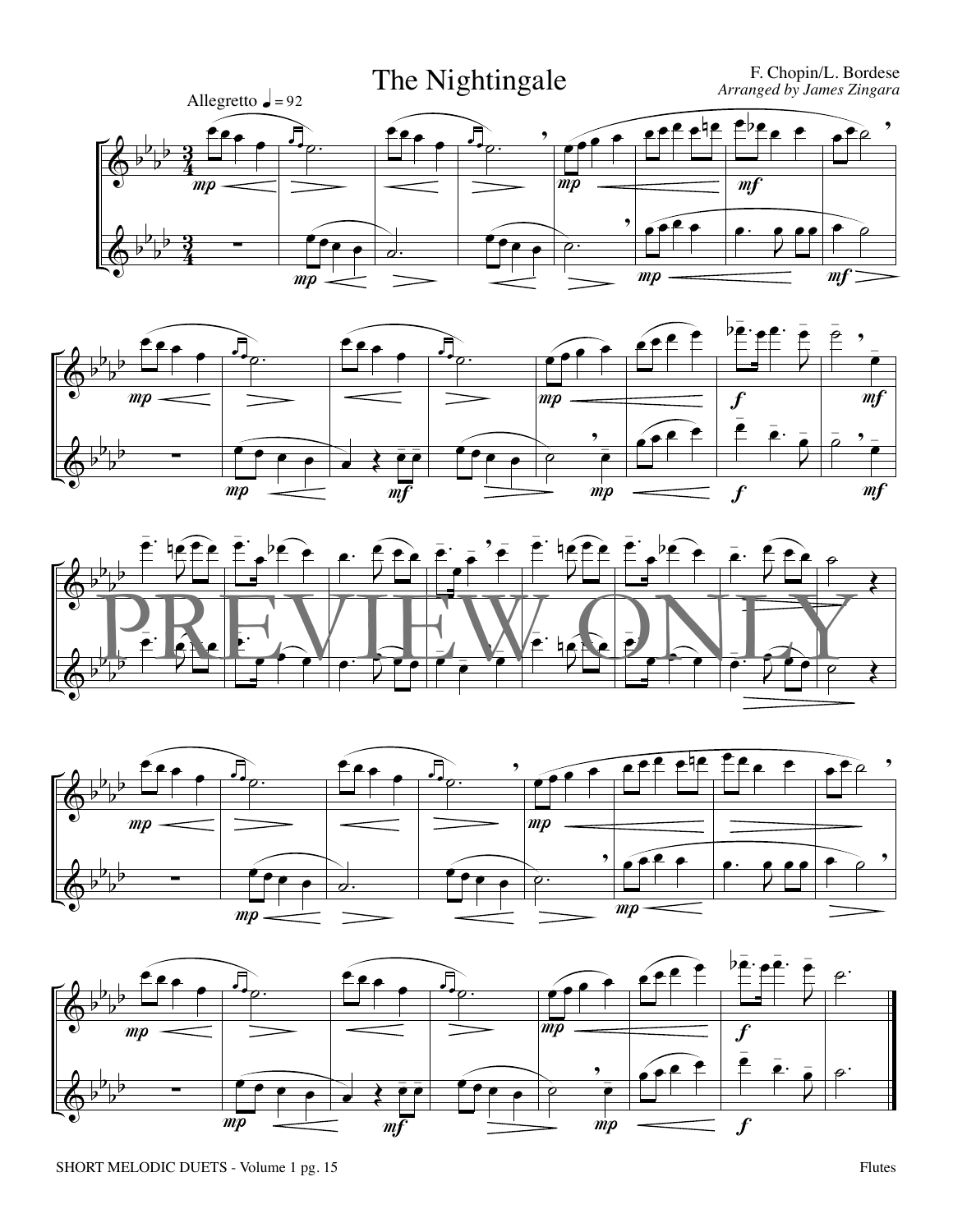# The Nightingale

F. Chopin/L. Bordese
*Arranged by James Zingara*

Allegretto ♩ = 92

PREVIEW ONLY

SHORT MELODIC DUETS - Volume 1 pg. 15

Flutes